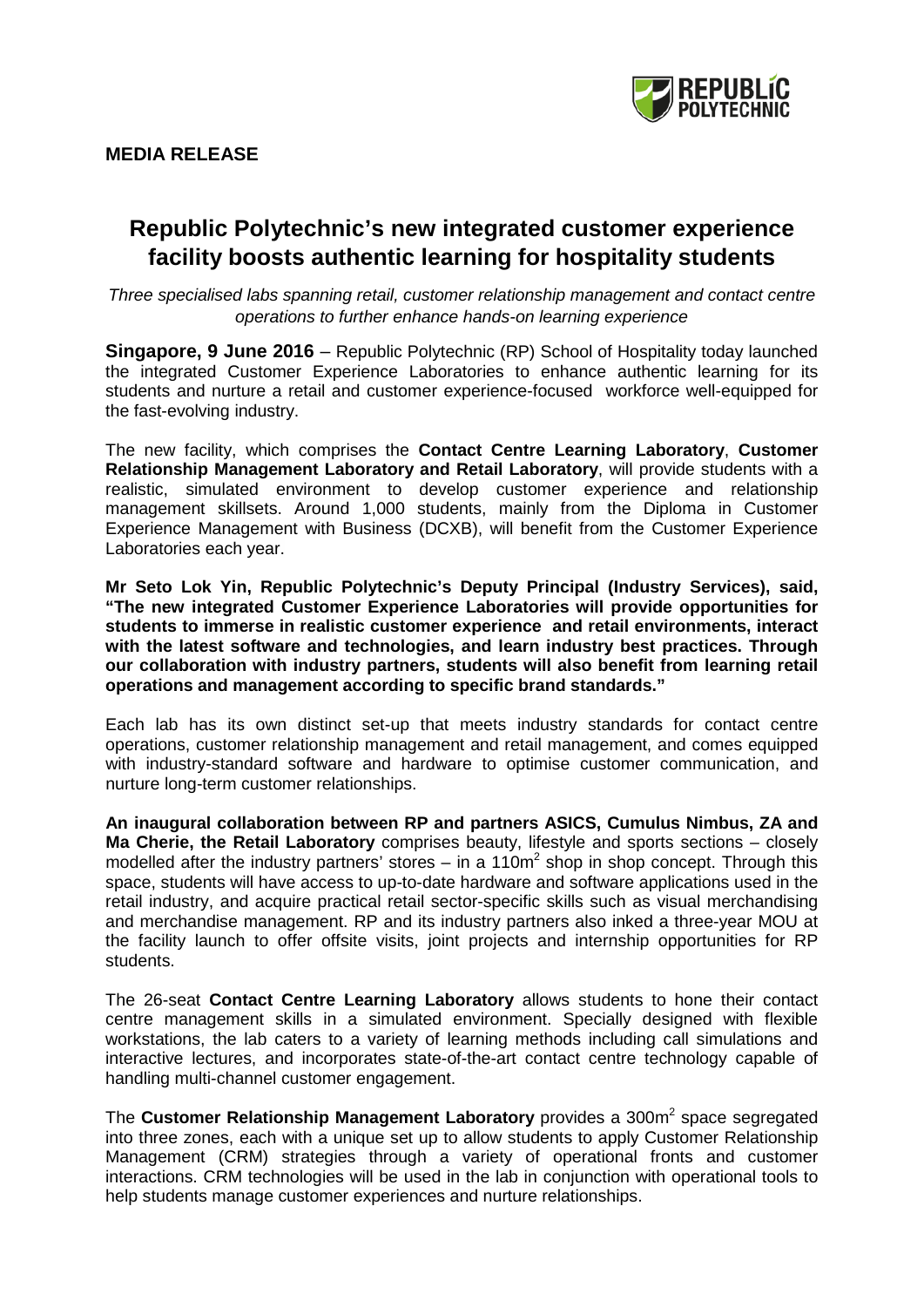**MEDIA RELEASE**

# Republic Polytechnic's new integrated customer experience facility boosts authentic learning for hospitality students

*Three specialised labs spanning retail, customer relationship management and contact centre operations to further enhance hands-on learning experience*

**Singapore, 9 June 2016** – Republic Polytechnic (RP) School of Hospitality today launched the integrated Customer Experience Laboratories to enhance authentic learning for its students and nurture a retail and customer experience-focused workforce well-equipped for the fast-evolving industry.

The new facility, which comprises the **Contact Centre Learning Laboratory**, **Customer Relationship Management Laboratory and Retail Laboratory**, will provide students with a realistic, simulated environment to develop customer experience and relationship management skillsets. Around 1,000 students, mainly from the Diploma in Customer Experience Management with Business (DCXB), will benefit from the Customer Experience Laboratories each year.

**Mr Seto Lok Yin, Republic Polytechnic's Deputy Principal (Industry Services), said, "The new integrated Customer Experience Laboratories will provide opportunities for students to immerse in realistic customer experience and retail environments, interact with the latest software and technologies, and learn industry best practices. Through our collaboration with industry partners, students will also benefit from learning retail operations and management according to specific brand standards."**

Each lab has its own distinct set-up that meets industry standards for contact centre operations, customer relationship management and retail management, and comes equipped with industry-standard software and hardware to optimise customer communication, and nurture long-term customer relationships.

**An inaugural collaboration between RP and partners ASICS, Cumulus Nimbus, ZA and Ma Cherie, the Retail Laboratory** comprises beauty, lifestyle and sports sections – closely modelled after the industry partners' stores – in a 110m$^2$ shop in shop concept. Through this space, students will have access to up-to-date hardware and software applications used in the retail industry, and acquire practical retail sector-specific skills such as visual merchandising and merchandise management. RP and its industry partners also inked a three-year MOU at the facility launch to offer offsite visits, joint projects and internship opportunities for RP students.

The 26-seat **Contact Centre Learning Laboratory** allows students to hone their contact centre management skills in a simulated environment. Specially designed with flexible workstations, the lab caters to a variety of learning methods including call simulations and interactive lectures, and incorporates state-of-the-art contact centre technology capable of handling multi-channel customer engagement.

The **Customer Relationship Management Laboratory** provides a 300m$^2$ space segregated into three zones, each with a unique set up to allow students to apply Customer Relationship Management (CRM) strategies through a variety of operational fronts and customer interactions. CRM technologies will be used in the lab in conjunction with operational tools to help students manage customer experiences and nurture relationships.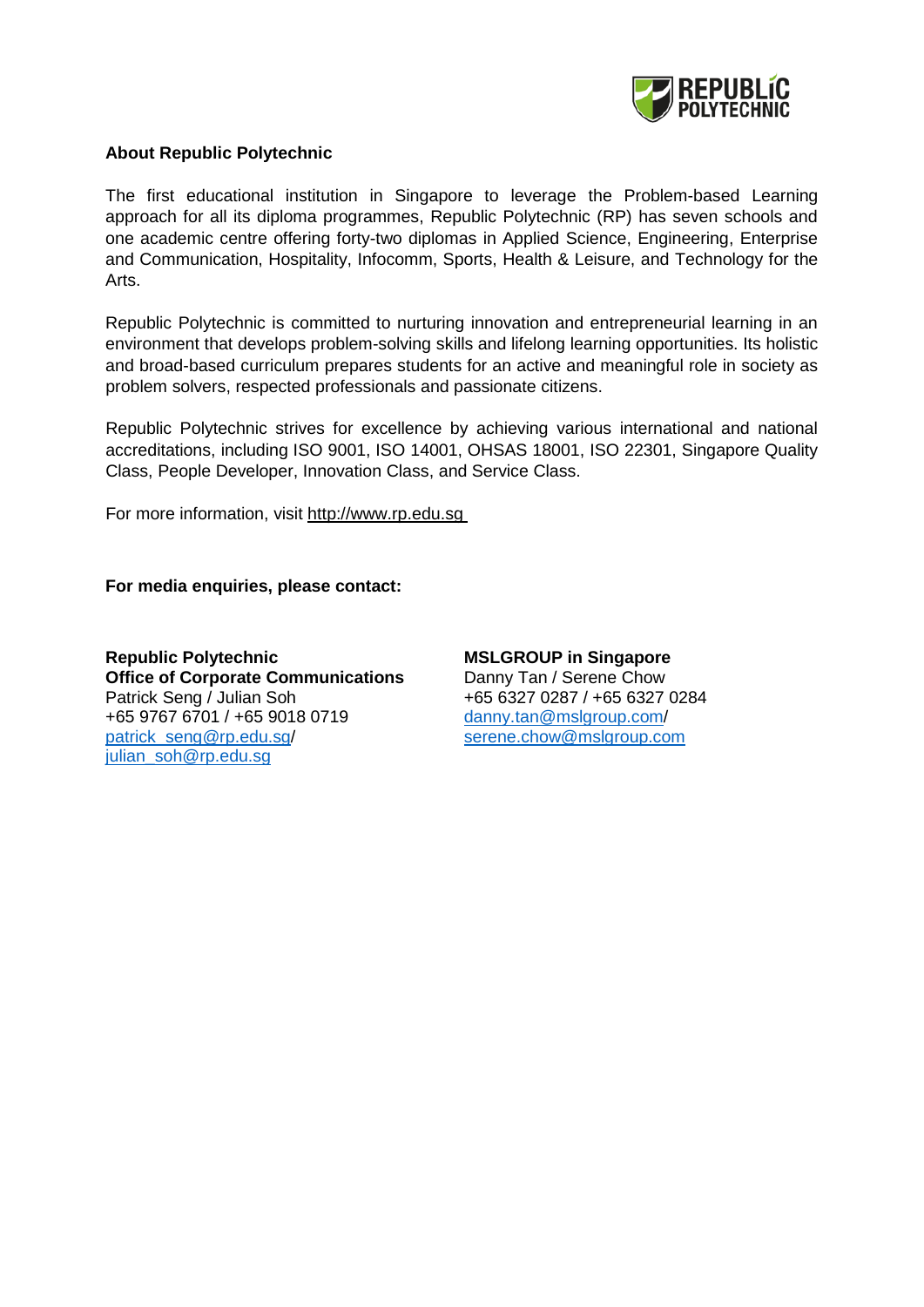**About Republic Polytechnic**

The first educational institution in Singapore to leverage the Problem-based Learning approach for all its diploma programmes, Republic Polytechnic (RP) has seven schools and one academic centre offering forty-two diplomas in Applied Science, Engineering, Enterprise and Communication, Hospitality, Infocomm, Sports, Health & Leisure, and Technology for the Arts.

Republic Polytechnic is committed to nurturing innovation and entrepreneurial learning in an environment that develops problem-solving skills and lifelong learning opportunities. Its holistic and broad-based curriculum prepares students for an active and meaningful role in society as problem solvers, respected professionals and passionate citizens.

Republic Polytechnic strives for excellence by achieving various international and national accreditations, including ISO 9001, ISO 14001, OHSAS 18001, ISO 22301, Singapore Quality Class, People Developer, Innovation Class, and Service Class.

For more information, visit http://www.rp.edu.sg

**For media enquiries, please contact:**

**Republic Polytechnic**
**Office of Corporate Communications**
Patrick Seng / Julian Soh
+65 9767 6701 / +65 9018 0719
patrick_seng@rp.edu.sg/
julian_soh@rp.edu.sg

**MSLGROUP in Singapore**
Danny Tan / Serene Chow
+65 6327 0287 / +65 6327 0284
danny.tan@mslgroup.com/
serene.chow@mslgroup.com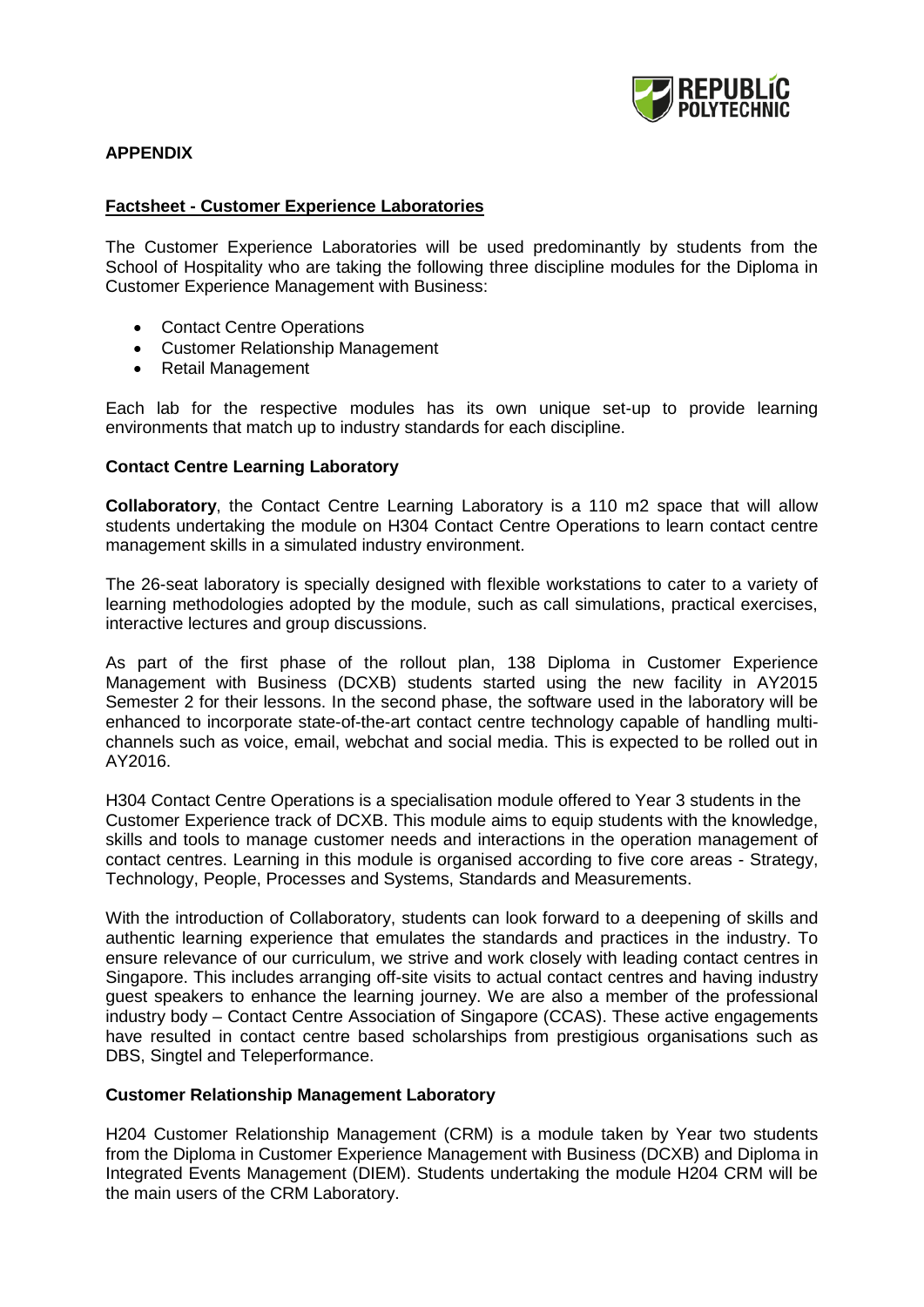**APPENDIX**

**Factsheet - Customer Experience Laboratories**

The Customer Experience Laboratories will be used predominantly by students from the School of Hospitality who are taking the following three discipline modules for the Diploma in Customer Experience Management with Business:

- Contact Centre Operations
- Customer Relationship Management
- Retail Management

Each lab for the respective modules has its own unique set-up to provide learning environments that match up to industry standards for each discipline.

**Contact Centre Learning Laboratory**

**Collaboratory**, the Contact Centre Learning Laboratory is a 110 m2 space that will allow students undertaking the module on H304 Contact Centre Operations to learn contact centre management skills in a simulated industry environment.

The 26-seat laboratory is specially designed with flexible workstations to cater to a variety of learning methodologies adopted by the module, such as call simulations, practical exercises, interactive lectures and group discussions.

As part of the first phase of the rollout plan, 138 Diploma in Customer Experience Management with Business (DCXB) students started using the new facility in AY2015 Semester 2 for their lessons. In the second phase, the software used in the laboratory will be enhanced to incorporate state-of-the-art contact centre technology capable of handling multi-channels such as voice, email, webchat and social media. This is expected to be rolled out in AY2016.

H304 Contact Centre Operations is a specialisation module offered to Year 3 students in the Customer Experience track of DCXB. This module aims to equip students with the knowledge, skills and tools to manage customer needs and interactions in the operation management of contact centres. Learning in this module is organised according to five core areas - Strategy, Technology, People, Processes and Systems, Standards and Measurements.

With the introduction of Collaboratory, students can look forward to a deepening of skills and authentic learning experience that emulates the standards and practices in the industry. To ensure relevance of our curriculum, we strive and work closely with leading contact centres in Singapore. This includes arranging off-site visits to actual contact centres and having industry guest speakers to enhance the learning journey. We are also a member of the professional industry body – Contact Centre Association of Singapore (CCAS). These active engagements have resulted in contact centre based scholarships from prestigious organisations such as DBS, Singtel and Teleperformance.

**Customer Relationship Management Laboratory**

H204 Customer Relationship Management (CRM) is a module taken by Year two students from the Diploma in Customer Experience Management with Business (DCXB) and Diploma in Integrated Events Management (DIEM). Students undertaking the module H204 CRM will be the main users of the CRM Laboratory.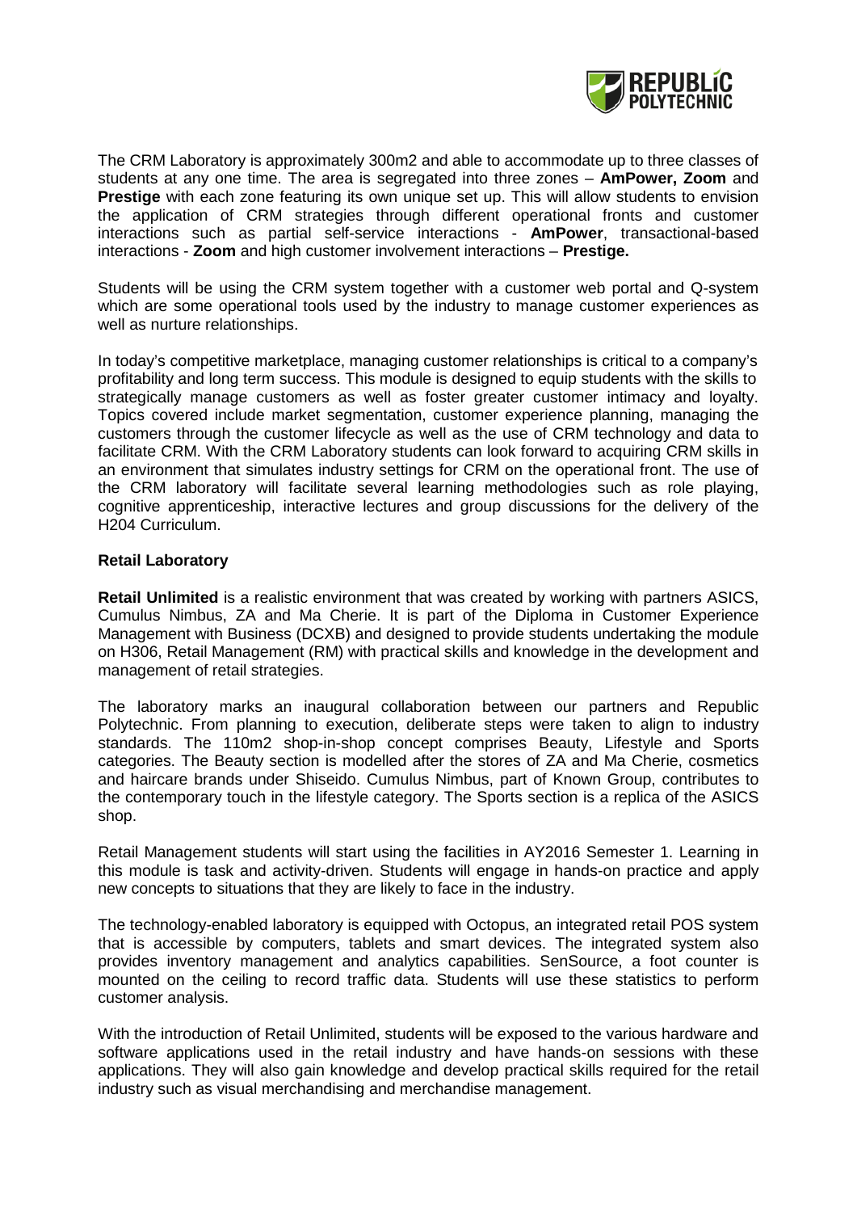The CRM Laboratory is approximately 300m2 and able to accommodate up to three classes of students at any one time. The area is segregated into three zones – **AmPower, Zoom** and **Prestige** with each zone featuring its own unique set up. This will allow students to envision the application of CRM strategies through different operational fronts and customer interactions such as partial self-service interactions - **AmPower**, transactional-based interactions - **Zoom** and high customer involvement interactions – **Prestige.**

Students will be using the CRM system together with a customer web portal and Q-system which are some operational tools used by the industry to manage customer experiences as well as nurture relationships.

In today's competitive marketplace, managing customer relationships is critical to a company's profitability and long term success. This module is designed to equip students with the skills to strategically manage customers as well as foster greater customer intimacy and loyalty. Topics covered include market segmentation, customer experience planning, managing the customers through the customer lifecycle as well as the use of CRM technology and data to facilitate CRM. With the CRM Laboratory students can look forward to acquiring CRM skills in an environment that simulates industry settings for CRM on the operational front. The use of the CRM laboratory will facilitate several learning methodologies such as role playing, cognitive apprenticeship, interactive lectures and group discussions for the delivery of the H204 Curriculum.

**Retail Laboratory**

**Retail Unlimited** is a realistic environment that was created by working with partners ASICS, Cumulus Nimbus, ZA and Ma Cherie. It is part of the Diploma in Customer Experience Management with Business (DCXB) and designed to provide students undertaking the module on H306, Retail Management (RM) with practical skills and knowledge in the development and management of retail strategies.

The laboratory marks an inaugural collaboration between our partners and Republic Polytechnic. From planning to execution, deliberate steps were taken to align to industry standards. The 110m2 shop-in-shop concept comprises Beauty, Lifestyle and Sports categories. The Beauty section is modelled after the stores of ZA and Ma Cherie, cosmetics and haircare brands under Shiseido. Cumulus Nimbus, part of Known Group, contributes to the contemporary touch in the lifestyle category. The Sports section is a replica of the ASICS shop.

Retail Management students will start using the facilities in AY2016 Semester 1. Learning in this module is task and activity-driven. Students will engage in hands-on practice and apply new concepts to situations that they are likely to face in the industry.

The technology-enabled laboratory is equipped with Octopus, an integrated retail POS system that is accessible by computers, tablets and smart devices. The integrated system also provides inventory management and analytics capabilities. SenSource, a foot counter is mounted on the ceiling to record traffic data. Students will use these statistics to perform customer analysis.

With the introduction of Retail Unlimited, students will be exposed to the various hardware and software applications used in the retail industry and have hands-on sessions with these applications. They will also gain knowledge and develop practical skills required for the retail industry such as visual merchandising and merchandise management.